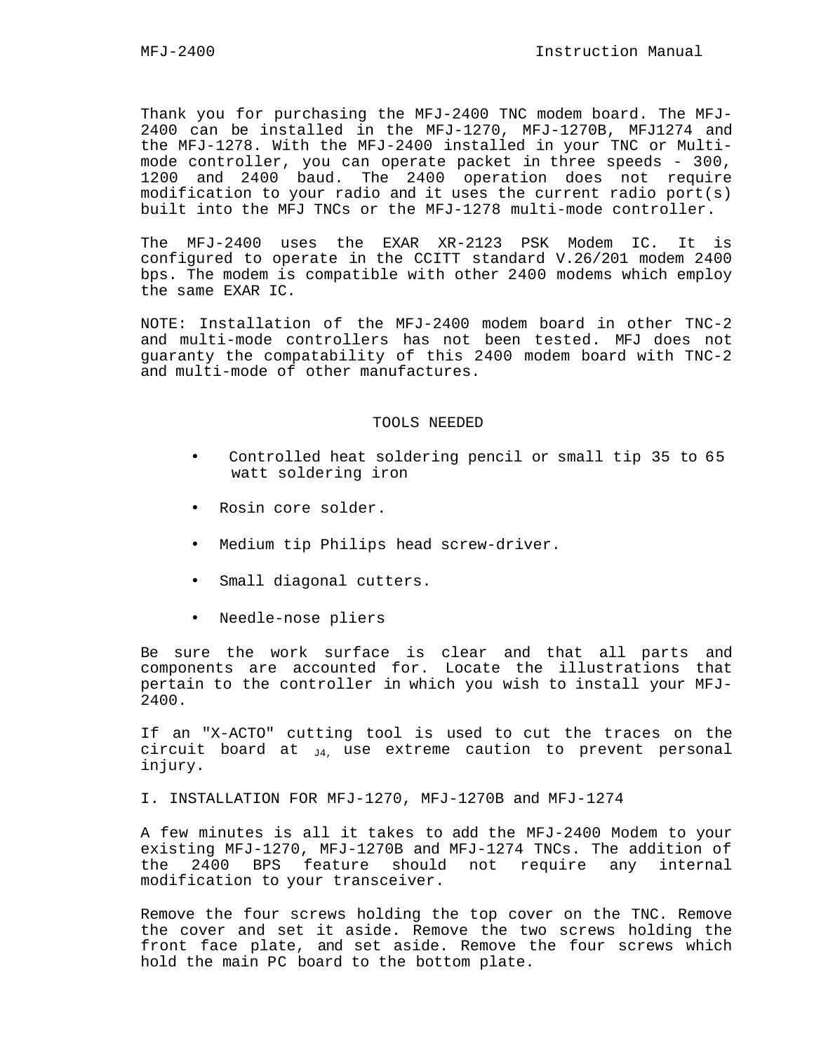Thank you for purchasing the MFJ-2400 TNC modem board. The MFJ-2400 can be installed in the MFJ-1270, MFJ-1270B, MFJ1274 and the MFJ-1278. With the MFJ-2400 installed in your TNC or Multi-mode controller, you can operate packet in three speeds - 300, 1200 and 2400 baud. The 2400 operation does not require modification to your radio and it uses the current radio port(s) built into the MFJ TNCs or the MFJ-1278 multi-mode controller.

The MFJ-2400 uses the EXAR XR-2123 PSK Modem IC. It is configured to operate in the CCITT standard V.26/201 modem 2400 bps. The modem is compatible with other 2400 modems which employ the same EXAR IC.

NOTE: Installation of the MFJ-2400 modem board in other TNC-2 and multi-mode controllers has not been tested. MFJ does not guaranty the compatability of this 2400 modem board with TNC-2 and multi-mode of other manufactures.

## TOOLS NEEDED

- Controlled heat soldering pencil or small tip 35 to 65 watt soldering iron
- Rosin core solder.
- Medium tip Philips head screw-driver.
- Small diagonal cutters.
- Needle-nose pliers

Be sure the work surface is clear and that all parts and components are accounted for. Locate the illustrations that pertain to the controller in which you wish to install your MFJ-2400.

If an "X-ACTO" cutting tool is used to cut the traces on the circuit board at J4, use extreme caution to prevent personal injury.

## I. INSTALLATION FOR MFJ-1270, MFJ-1270B and MFJ-1274

A few minutes is all it takes to add the MFJ-2400 Modem to your existing MFJ-1270, MFJ-1270B and MFJ-1274 TNCs. The addition of the 2400 BPS feature should not require any internal modification to your transceiver.

Remove the four screws holding the top cover on the TNC. Remove the cover and set it aside. Remove the two screws holding the front face plate, and set aside. Remove the four screws which hold the main PC board to the bottom plate.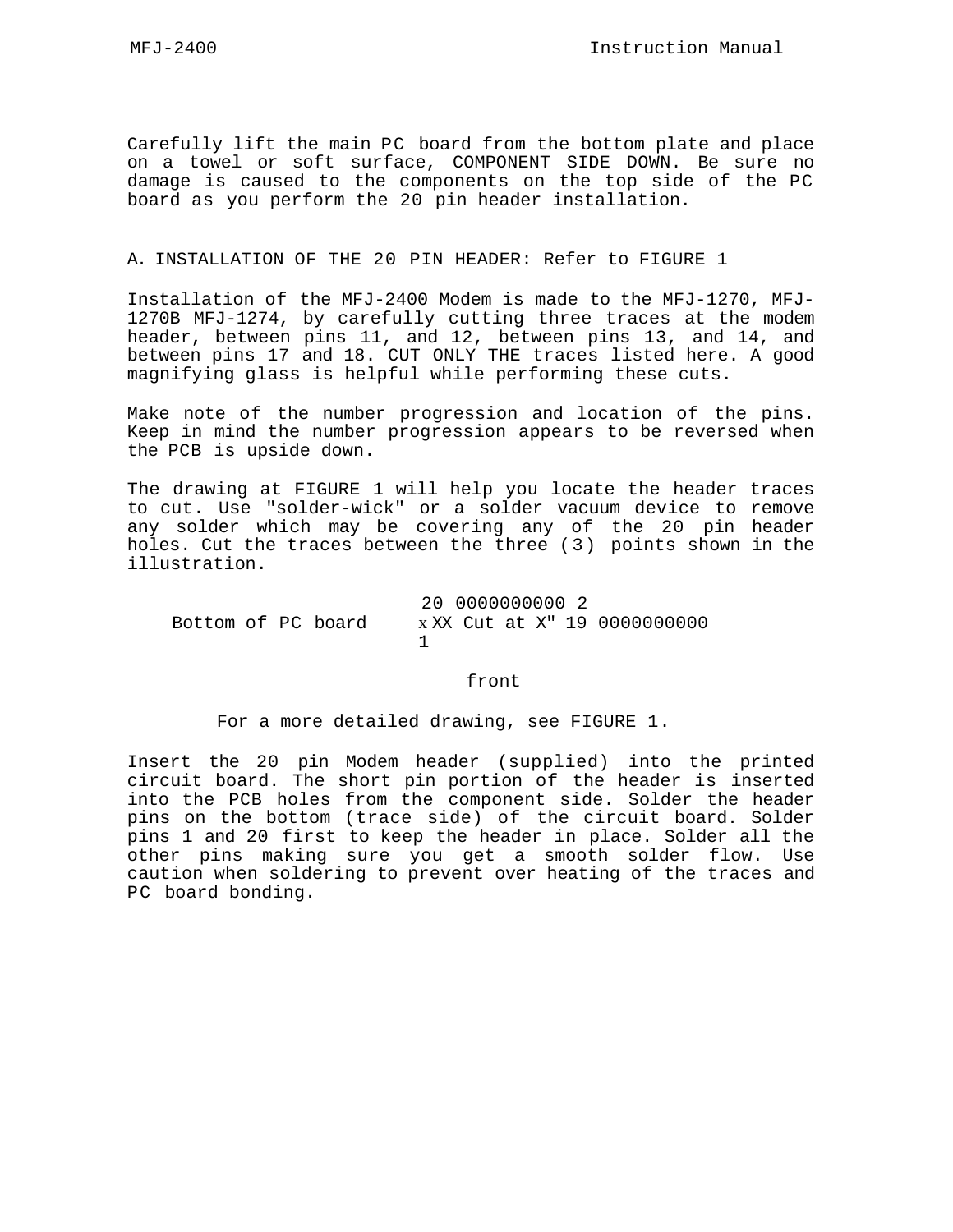Carefully lift the main PC board from the bottom plate and place on a towel or soft surface, COMPONENT SIDE DOWN. Be sure no damage is caused to the components on the top side of the PC board as you perform the 20 pin header installation.

## A. INSTALLATION OF THE 20 PIN HEADER: Refer to FIGURE 1

Installation of the MFJ-2400 Modem is made to the MFJ-1270, MFJ-1270B MFJ-1274, by carefully cutting three traces at the modem header, between pins 11, and 12, between pins 13, and 14, and between pins 17 and 18. CUT ONLY THE traces listed here. A good magnifying glass is helpful while performing these cuts.

Make note of the number progression and location of the pins. Keep in mind the number progression appears to be reversed when the PCB is upside down.

The drawing at FIGURE 1 will help you locate the header traces to cut. Use "solder-wick" or a solder vacuum device to remove any solder which may be covering any of the 20 pin header holes. Cut the traces between the three (3) points shown in the illustration.

```
                        20 0000000000 2
    Bottom of PC board  x XX Cut at X" 19 0000000000
                        1

                            front
```

For a more detailed drawing, see FIGURE 1.

Insert the 20 pin Modem header (supplied) into the printed circuit board. The short pin portion of the header is inserted into the PCB holes from the component side. Solder the header pins on the bottom (trace side) of the circuit board. Solder pins 1 and 20 first to keep the header in place. Solder all the other pins making sure you get a smooth solder flow. Use caution when soldering to prevent over heating of the traces and PC board bonding.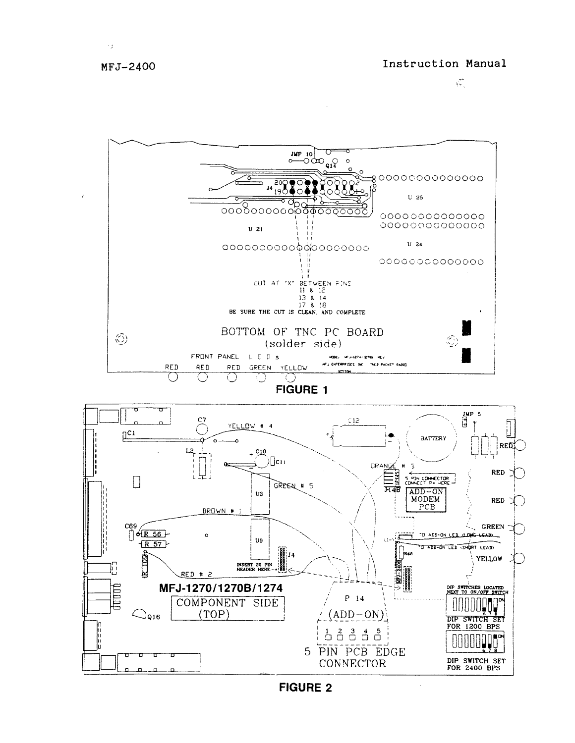CUT AT "X" BETWEEN PINS
11 & 12
13 & 14
17 & 18
BE SURE THE CUT IS CLEAN, AND COMPLETE

BOTTOM OF TNC PC BOARD
(solder side)

FRONT PANEL LEDs
RED RED RED GREEN YELLOW

**FIGURE 1**

MFJ-1270/1270B/1274
COMPONENT SIDE (TOP)

YELLOW # 4
GREEN # 5
BROWN # 1
RED # 2
ORANGE # 3

INSERT 20 PIN HEADER HERE

5 PIN CONNECTOR CONNECT P4 HERE

ADD-ON MODEM PCB

TO ADD-ON LED (LONG LEAD)
TO ADD-ON LED (SHORT LEAD)

P 14 (ADD-ON)
5 PIN PCB EDGE CONNECTOR

DIP SWITCHES LOCATED NEXT TO ON/OFF SWITCH

DIP SWITCH SET FOR 1200 BPS

DIP SWITCH SET FOR 2400 BPS

**FIGURE 2**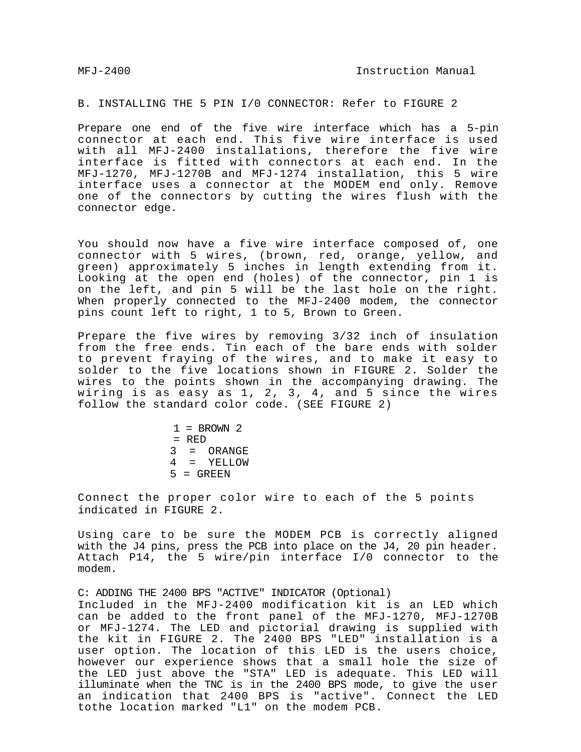## B. INSTALLING THE 5 PIN I/0 CONNECTOR: Refer to FIGURE 2

Prepare one end of the five wire interface which has a 5-pin connector at each end. This five wire interface is used with all MFJ-2400 installations, therefore the five wire interface is fitted with connectors at each end. In the MFJ-1270, MFJ-1270B and MFJ-1274 installation, this 5 wire interface uses a connector at the MODEM end only. Remove one of the connectors by cutting the wires flush with the connector edge.

You should now have a five wire interface composed of, one connector with 5 wires, (brown, red, orange, yellow, and green) approximately 5 inches in length extending from it. Looking at the open end (holes) of the connector, pin 1 is on the left, and pin 5 will be the last hole on the right. When properly connected to the MFJ-2400 modem, the connector pins count left to right, 1 to 5, Brown to Green.

Prepare the five wires by removing 3/32 inch of insulation from the free ends. Tin each of the bare ends with solder to prevent fraying of the wires, and to make it easy to solder to the five locations shown in FIGURE 2. Solder the wires to the points shown in the accompanying drawing. The wiring is as easy as 1, 2, 3, 4, and 5 since the wires follow the standard color code. (SEE FIGURE 2)

1 = BROWN
2 = RED
3 = ORANGE
4 = YELLOW
5 = GREEN

Connect the proper color wire to each of the 5 points indicated in FIGURE 2.

Using care to be sure the MODEM PCB is correctly aligned with the J4 pins, press the PCB into place on the J4, 20 pin header. Attach P14, the 5 wire/pin interface I/0 connector to the modem.

## C: ADDING THE 2400 BPS "ACTIVE" INDICATOR (Optional)

Included in the MFJ-2400 modification kit is an LED which can be added to the front panel of the MFJ-1270, MFJ-1270B or MFJ-1274. The LED and pictorial drawing is supplied with the kit in FIGURE 2. The 2400 BPS "LED" installation is a user option. The location of this LED is the users choice, however our experience shows that a small hole the size of the LED just above the "STA" LED is adequate. This LED will illuminate when the TNC is in the 2400 BPS mode, to give the user an indication that 2400 BPS is "active". Connect the LED tothe location marked "L1" on the modem PCB.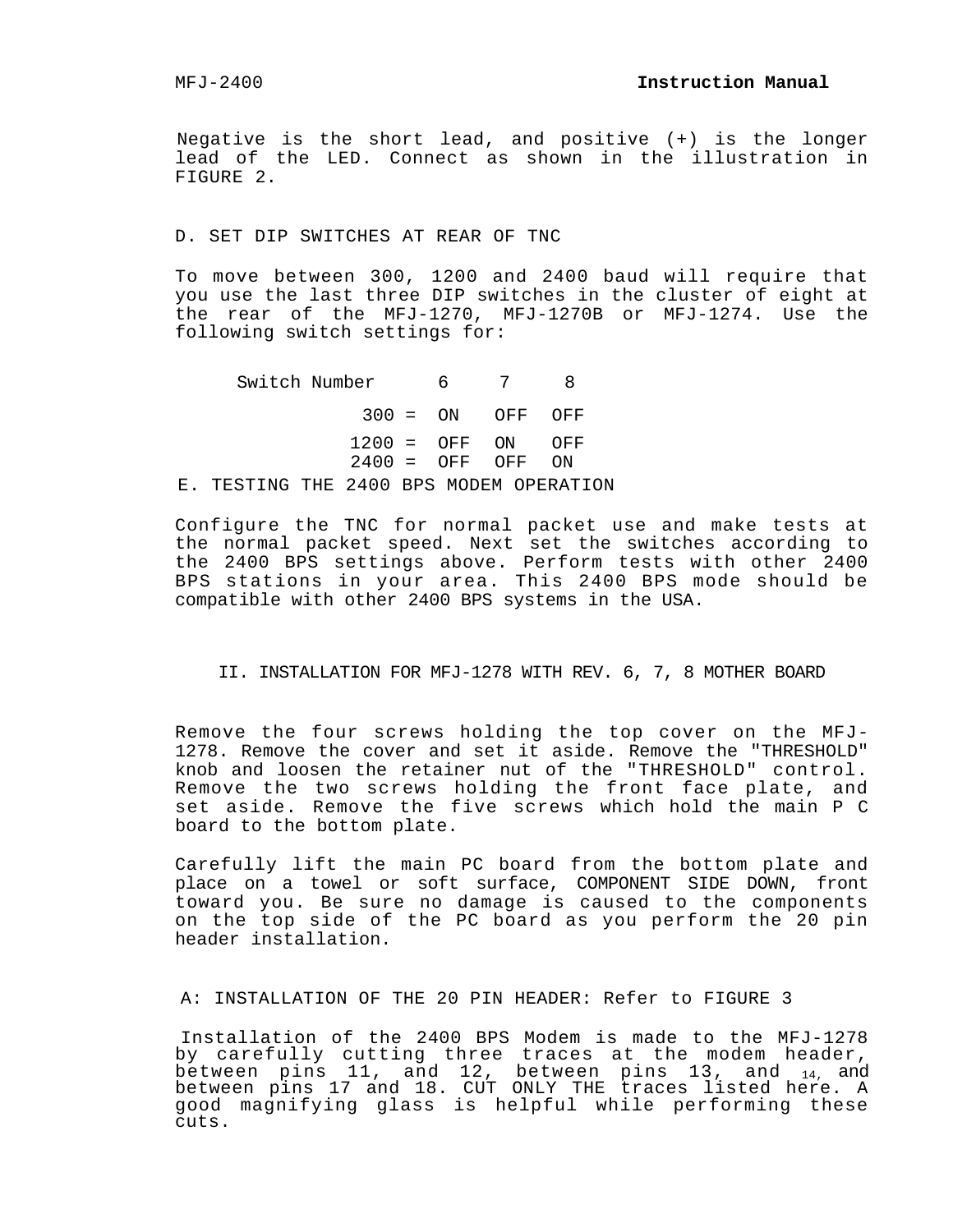Negative is the short lead, and positive (+) is the longer lead of the LED. Connect as shown in the illustration in FIGURE 2.

### D. SET DIP SWITCHES AT REAR OF TNC

To move between 300, 1200 and 2400 baud will require that you use the last three DIP switches in the cluster of eight at the rear of the MFJ-1270, MFJ-1270B or MFJ-1274. Use the following switch settings for:

| Switch Number | 6 | 7 | 8 |
|---|---|---|---|
| 300 = | ON | OFF | OFF |
| 1200 = | OFF | ON | OFF |
| 2400 = | OFF | OFF | ON |

### E. TESTING THE 2400 BPS MODEM OPERATION

Configure the TNC for normal packet use and make tests at the normal packet speed. Next set the switches according to the 2400 BPS settings above. Perform tests with other 2400 BPS stations in your area. This 2400 BPS mode should be compatible with other 2400 BPS systems in the USA.

## II. INSTALLATION FOR MFJ-1278 WITH REV. 6, 7, 8 MOTHER BOARD

Remove the four screws holding the top cover on the MFJ-1278. Remove the cover and set it aside. Remove the "THRESHOLD" knob and loosen the retainer nut of the "THRESHOLD" control. Remove the two screws holding the front face plate, and set aside. Remove the five screws which hold the main P C board to the bottom plate.

Carefully lift the main PC board from the bottom plate and place on a towel or soft surface, COMPONENT SIDE DOWN, front toward you. Be sure no damage is caused to the components on the top side of the PC board as you perform the 20 pin header installation.

### A: INSTALLATION OF THE 20 PIN HEADER: Refer to FIGURE 3

Installation of the 2400 BPS Modem is made to the MFJ-1278 by carefully cutting three traces at the modem header, between pins 11, and 12, between pins 13, and 14, and between pins 17 and 18. CUT ONLY THE traces listed here. A good magnifying glass is helpful while performing these cuts.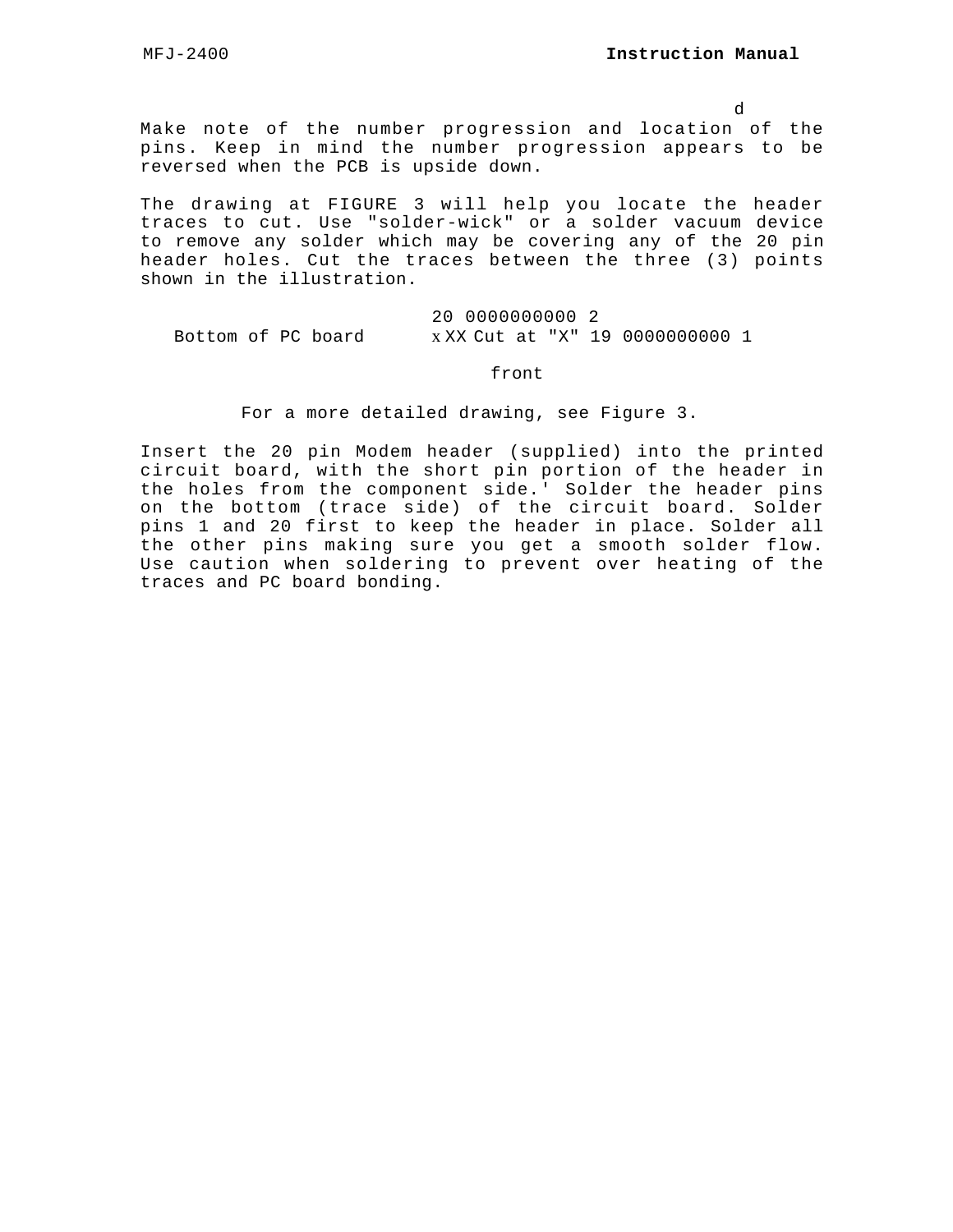d

Make note of the number progression and location of the pins. Keep in mind the number progression appears to be reversed when the PCB is upside down.

The drawing at FIGURE 3 will help you locate the header traces to cut. Use "solder-wick" or a solder vacuum device to remove any solder which may be covering any of the 20 pin header holes. Cut the traces between the three (3) points shown in the illustration.

```
                         20 0000000000 2
   Bottom of PC board      x XX Cut at "X" 19 0000000000 1

                              front
```

For a more detailed drawing, see Figure 3.

Insert the 20 pin Modem header (supplied) into the printed circuit board, with the short pin portion of the header in the holes from the component side.' Solder the header pins on the bottom (trace side) of the circuit board. Solder pins 1 and 20 first to keep the header in place. Solder all the other pins making sure you get a smooth solder flow. Use caution when soldering to prevent over heating of the traces and PC board bonding.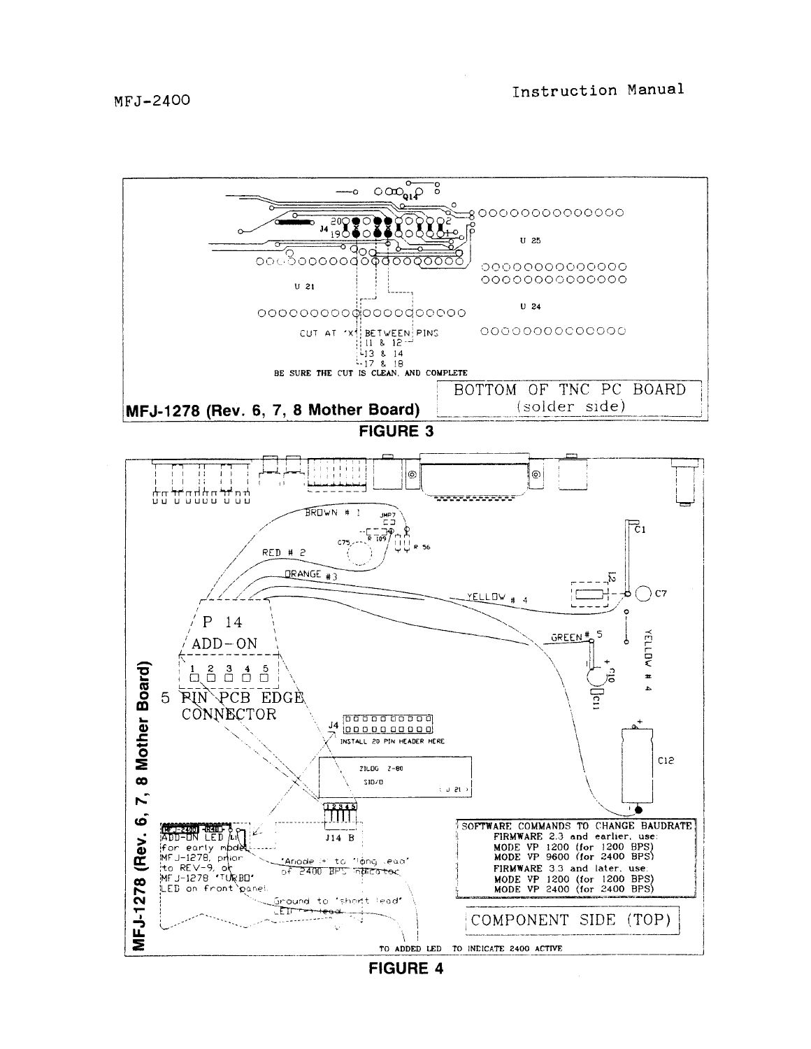**FIGURE 3**

**FIGURE 4**

SOFTWARE COMMANDS TO CHANGE BAUDRATE

FIRMWARE 2.3 and earlier, use:
MODE VP 1200 (for 1200 BPS)
MODE VP 9600 (for 2400 BPS)

FIRMWARE 3.3 and later, use:
MODE VP 1200 (for 1200 BPS)
MODE VP 2400 (for 2400 BPS)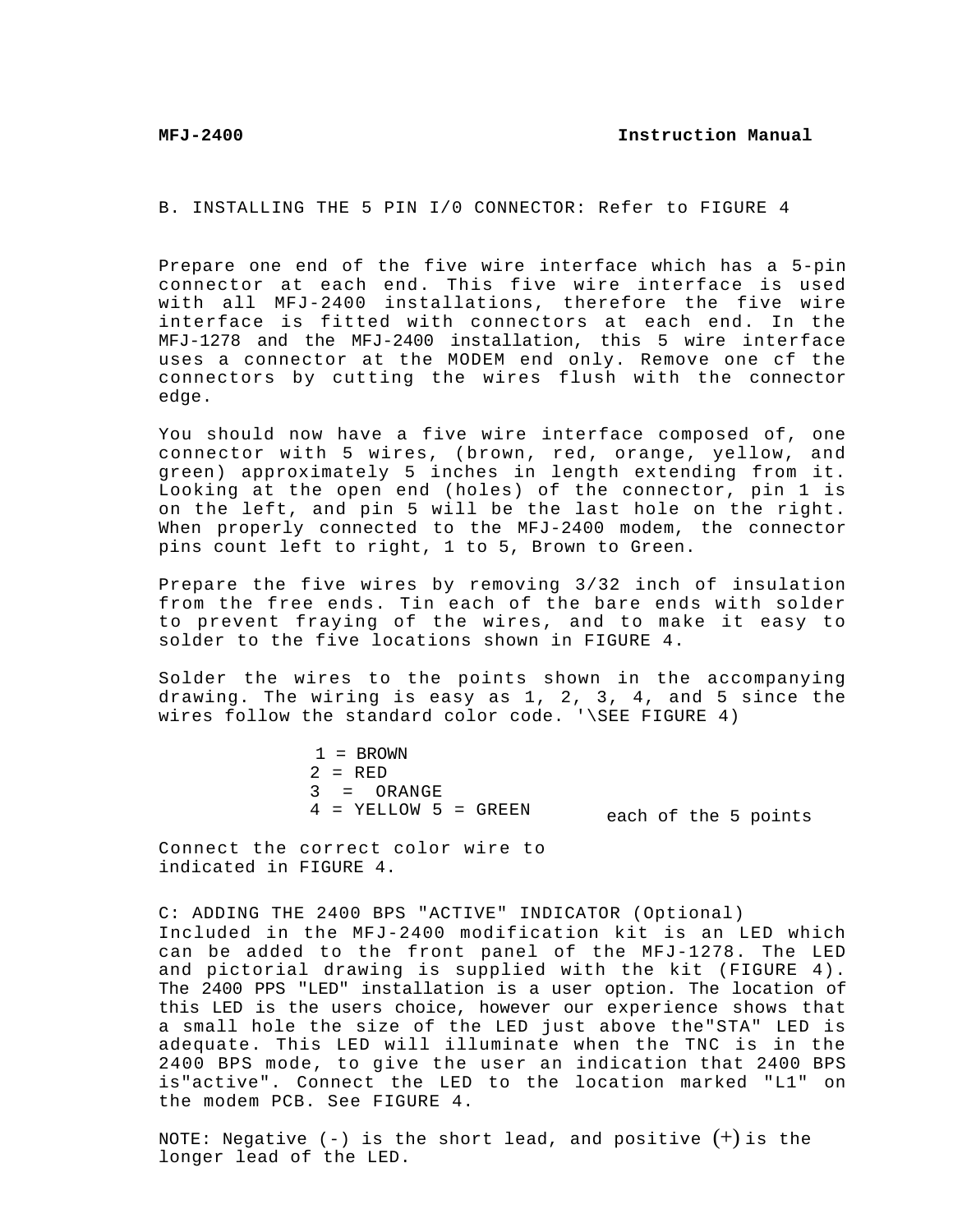## B. INSTALLING THE 5 PIN I/0 CONNECTOR: Refer to FIGURE 4

Prepare one end of the five wire interface which has a 5-pin connector at each end. This five wire interface is used with all MFJ-2400 installations, therefore the five wire interface is fitted with connectors at each end. In the MFJ-1278 and the MFJ-2400 installation, this 5 wire interface uses a connector at the MODEM end only. Remove one cf the connectors by cutting the wires flush with the connector edge.

You should now have a five wire interface composed of, one connector with 5 wires, (brown, red, orange, yellow, and green) approximately 5 inches in length extending from it. Looking at the open end (holes) of the connector, pin 1 is on the left, and pin 5 will be the last hole on the right. When properly connected to the MFJ-2400 modem, the connector pins count left to right, 1 to 5, Brown to Green.

Prepare the five wires by removing 3/32 inch of insulation from the free ends. Tin each of the bare ends with solder to prevent fraying of the wires, and to make it easy to solder to the five locations shown in FIGURE 4.

Solder the wires to the points shown in the accompanying drawing. The wiring is easy as 1, 2, 3, 4, and 5 since the wires follow the standard color code. '\SEE FIGURE 4)

1 = BROWN
2 = RED
3 = ORANGE
4 = YELLOW 5 = GREEN

Connect the correct color wire to each of the 5 points indicated in FIGURE 4.

## C: ADDING THE 2400 BPS "ACTIVE" INDICATOR (Optional)

Included in the MFJ-2400 modification kit is an LED which can be added to the front panel of the MFJ-1278. The LED and pictorial drawing is supplied with the kit (FIGURE 4). The 2400 PPS "LED" installation is a user option. The location of this LED is the users choice, however our experience shows that a small hole the size of the LED just above the"STA" LED is adequate. This LED will illuminate when the TNC is in the 2400 BPS mode, to give the user an indication that 2400 BPS is"active". Connect the LED to the location marked "L1" on the modem PCB. See FIGURE 4.

NOTE: Negative (-) is the short lead, and positive (+) is the longer lead of the LED.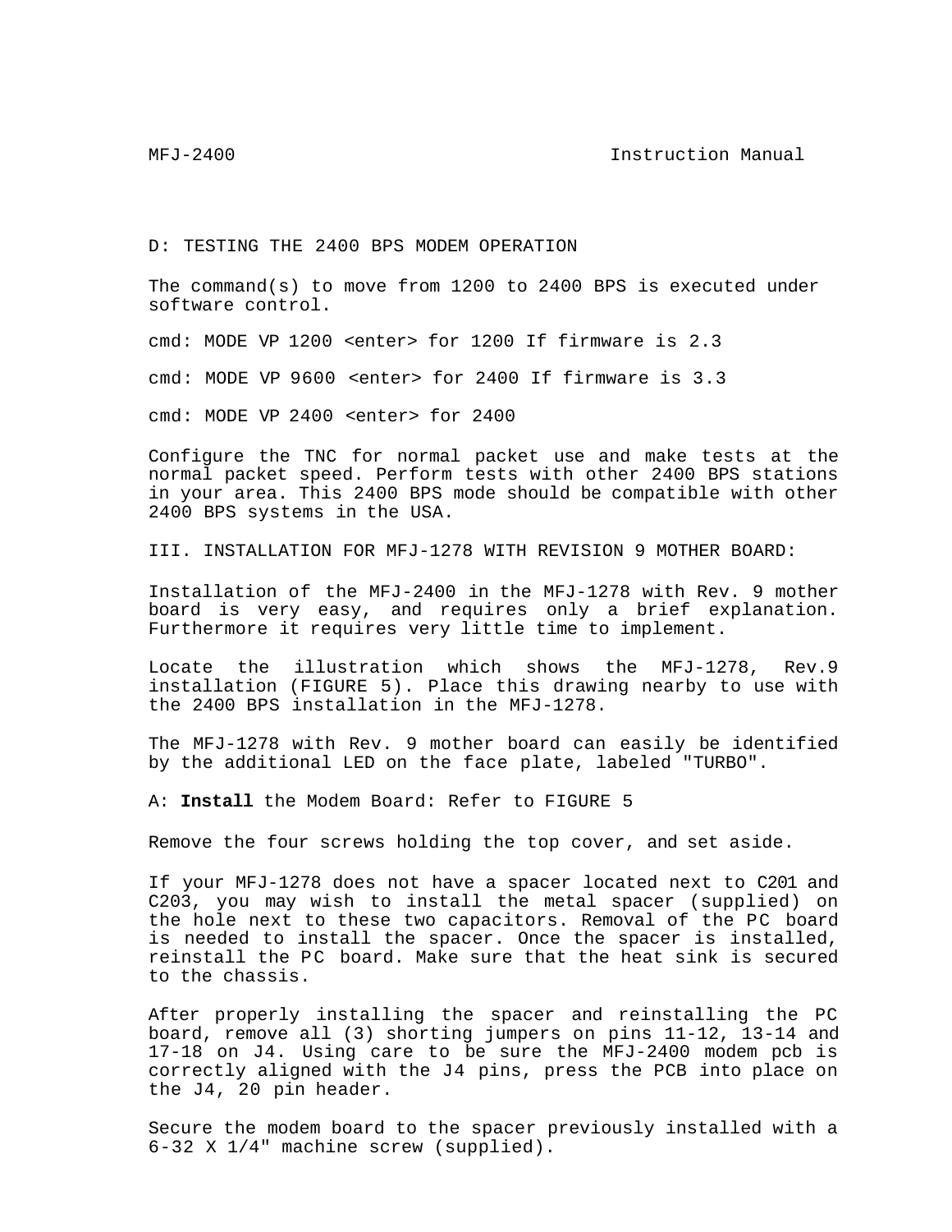## D: TESTING THE 2400 BPS MODEM OPERATION

The command(s) to move from 1200 to 2400 BPS is executed under software control.

cmd: MODE VP 1200 <enter> for 1200 If firmware is 2.3

cmd: MODE VP 9600 <enter> for 2400 If firmware is 3.3

cmd: MODE VP 2400 <enter> for 2400

Configure the TNC for normal packet use and make tests at the normal packet speed. Perform tests with other 2400 BPS stations in your area. This 2400 BPS mode should be compatible with other 2400 BPS systems in the USA.

# III. INSTALLATION FOR MFJ-1278 WITH REVISION 9 MOTHER BOARD:

Installation of the MFJ-2400 in the MFJ-1278 with Rev. 9 mother board is very easy, and requires only a brief explanation. Furthermore it requires very little time to implement.

Locate the illustration which shows the MFJ-1278, Rev.9 installation (FIGURE 5). Place this drawing nearby to use with the 2400 BPS installation in the MFJ-1278.

The MFJ-1278 with Rev. 9 mother board can easily be identified by the additional LED on the face plate, labeled "TURBO".

## A: **Install** the Modem Board: Refer to FIGURE 5

Remove the four screws holding the top cover, and set aside.

If your MFJ-1278 does not have a spacer located next to C201 and C203, you may wish to install the metal spacer (supplied) on the hole next to these two capacitors. Removal of the PC board is needed to install the spacer. Once the spacer is installed, reinstall the PC board. Make sure that the heat sink is secured to the chassis.

After properly installing the spacer and reinstalling the PC board, remove all (3) shorting jumpers on pins 11-12, 13-14 and 17-18 on J4. Using care to be sure the MFJ-2400 modem pcb is correctly aligned with the J4 pins, press the PCB into place on the J4, 20 pin header.

Secure the modem board to the spacer previously installed with a 6-32 X 1/4" machine screw (supplied).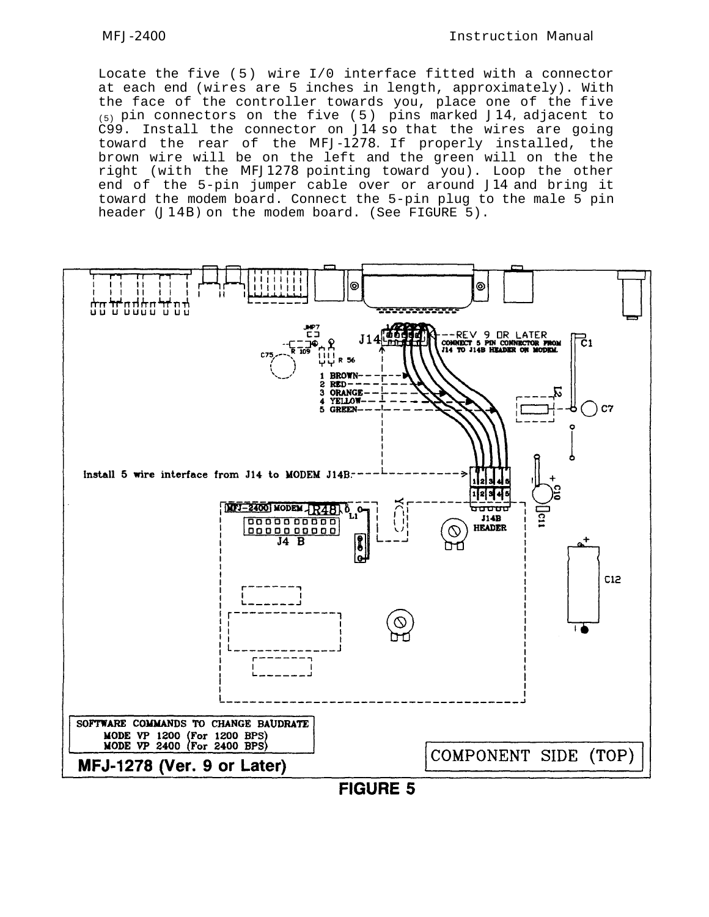Locate the five (5) wire I/0 interface fitted with a connector at each end (wires are 5 inches in length, approximately). With the face of the controller towards you, place one of the five (5) pin connectors on the five (5) pins marked J14, adjacent to C99. Install the connector on J14 so that the wires are going toward the rear of the MFJ-1278. If properly installed, the brown wire will be on the left and the green will on the the right (with the MFJ1278 pointing toward you). Loop the other end of the 5-pin jumper cable over or around J14 and bring it toward the modem board. Connect the 5-pin plug to the male 5 pin header (J14B) on the modem board. (See FIGURE 5).

REV 9 OR LATER
CONNECT 5 PIN CONNECTOR FROM J14 TO J14B HEADER ON MODEM.

1 BROWN
2 RED
3 ORANGE
4 YELLOW
5 GREEN

Install 5 wire interface from J14 to MODEM J14B.

SOFTWARE COMMANDS TO CHANGE BAUDRATE
MODE VP 1200 (For 1200 BPS)
MODE VP 2400 (For 2400 BPS)

MFJ-1278 (Ver. 9 or Later)

COMPONENT SIDE (TOP)

**FIGURE 5**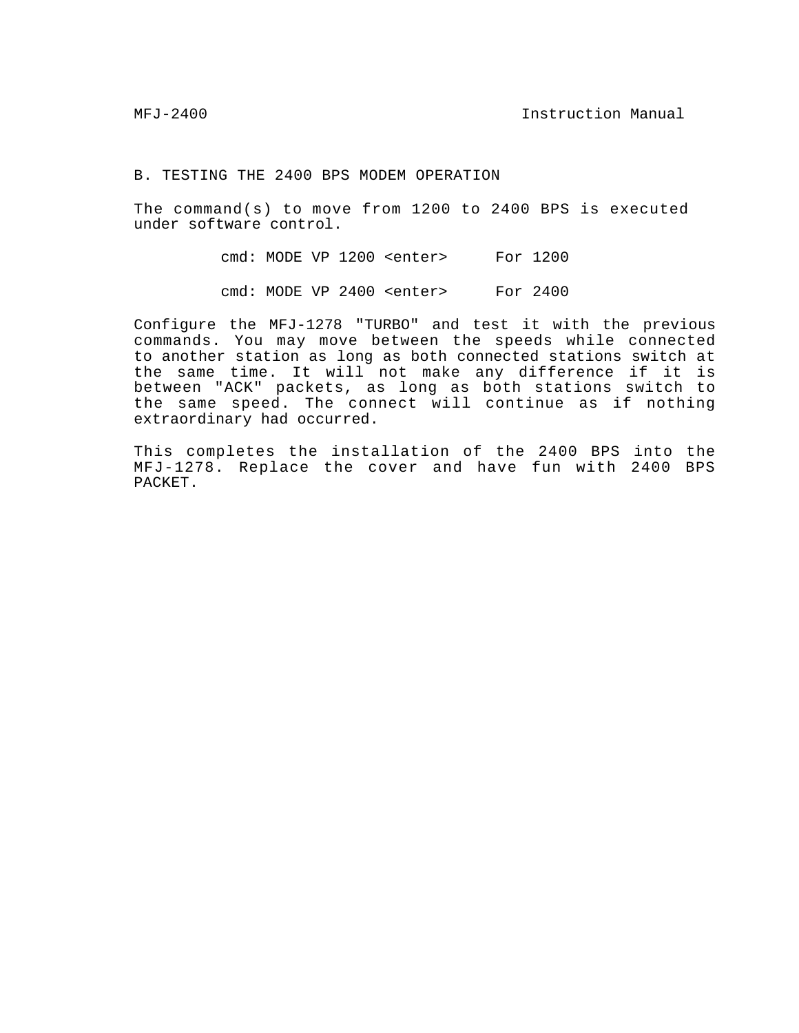## B. TESTING THE 2400 BPS MODEM OPERATION

The command(s) to move from 1200 to 2400 BPS is executed under software control.

```
cmd: MODE VP 1200 <enter>     For 1200

cmd: MODE VP 2400 <enter>     For 2400
```

Configure the MFJ-1278 "TURBO" and test it with the previous commands. You may move between the speeds while connected to another station as long as both connected stations switch at the same time. It will not make any difference if it is between "ACK" packets, as long as both stations switch to the same speed. The connect will continue as if nothing extraordinary had occurred.

This completes the installation of the 2400 BPS into the MFJ-1278. Replace the cover and have fun with 2400 BPS PACKET.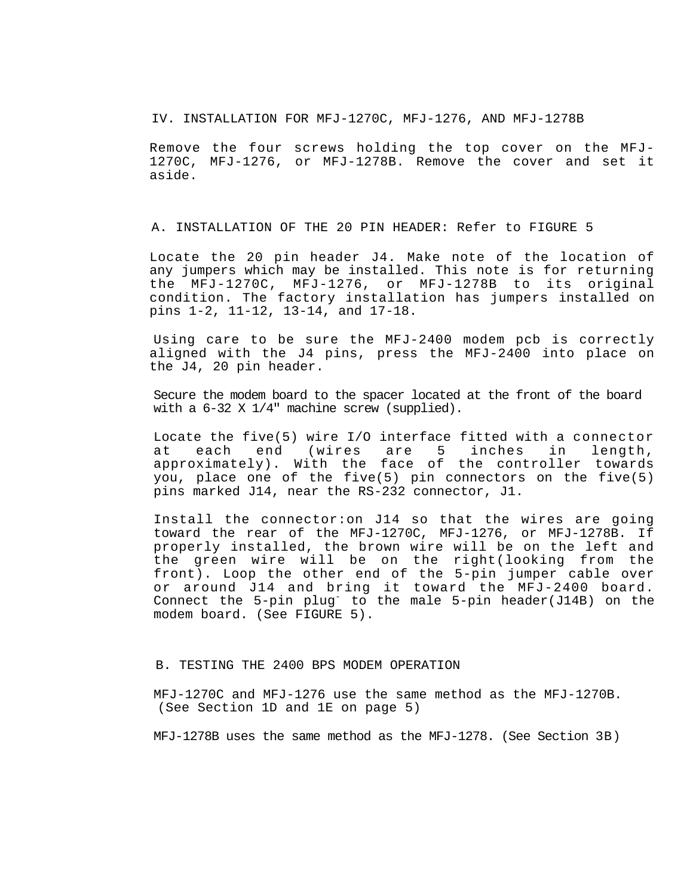## IV. INSTALLATION FOR MFJ-1270C, MFJ-1276, AND MFJ-1278B

Remove the four screws holding the top cover on the MFJ-1270C, MFJ-1276, or MFJ-1278B. Remove the cover and set it aside.

### A. INSTALLATION OF THE 20 PIN HEADER: Refer to FIGURE 5

Locate the 20 pin header J4. Make note of the location of any jumpers which may be installed. This note is for returning the MFJ-1270C, MFJ-1276, or MFJ-1278B to its original condition. The factory installation has jumpers installed on pins 1-2, 11-12, 13-14, and 17-18.

Using care to be sure the MFJ-2400 modem pcb is correctly aligned with the J4 pins, press the MFJ-2400 into place on the J4, 20 pin header.

Secure the modem board to the spacer located at the front of the board with a 6-32 X 1/4" machine screw (supplied).

Locate the five(5) wire I/O interface fitted with a connector at each end (wires are 5 inches in length, approximately). With the face of the controller towards you, place one of the five(5) pin connectors on the five(5) pins marked J14, near the RS-232 connector, J1.

Install the connector:on J14 so that the wires are going toward the rear of the MFJ-1270C, MFJ-1276, or MFJ-1278B. If properly installed, the brown wire will be on the left and the green wire will be on the right(looking from the front). Loop the other end of the 5-pin jumper cable over or around J14 and bring it toward the MFJ-2400 board. Connect the 5-pin plug to the male 5-pin header(J14B) on the modem board. (See FIGURE 5).

### B. TESTING THE 2400 BPS MODEM OPERATION

MFJ-1270C and MFJ-1276 use the same method as the MFJ-1270B. (See Section 1D and 1E on page 5)

MFJ-1278B uses the same method as the MFJ-1278. (See Section 3B)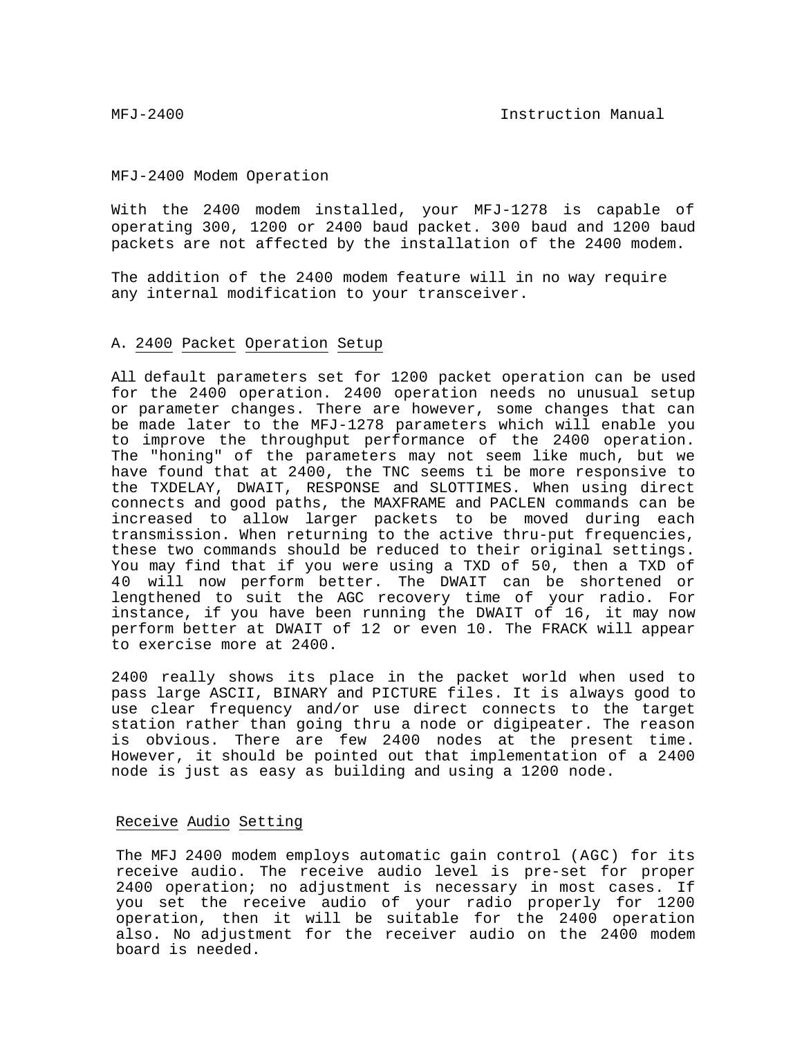## MFJ-2400 Modem Operation

With the 2400 modem installed, your MFJ-1278 is capable of operating 300, 1200 or 2400 baud packet. 300 baud and 1200 baud packets are not affected by the installation of the 2400 modem.

The addition of the 2400 modem feature will in no way require any internal modification to your transceiver.

### A. 2400 Packet Operation Setup

All default parameters set for 1200 packet operation can be used for the 2400 operation. 2400 operation needs no unusual setup or parameter changes. There are however, some changes that can be made later to the MFJ-1278 parameters which will enable you to improve the throughput performance of the 2400 operation. The "honing" of the parameters may not seem like much, but we have found that at 2400, the TNC seems ti be more responsive to the TXDELAY, DWAIT, RESPONSE and SLOTTIMES. When using direct connects and good paths, the MAXFRAME and PACLEN commands can be increased to allow larger packets to be moved during each transmission. When returning to the active thru-put frequencies, these two commands should be reduced to their original settings. You may find that if you were using a TXD of 50, then a TXD of 40 will now perform better. The DWAIT can be shortened or lengthened to suit the AGC recovery time of your radio. For instance, if you have been running the DWAIT of 16, it may now perform better at DWAIT of 12 or even 10. The FRACK will appear to exercise more at 2400.

2400 really shows its place in the packet world when used to pass large ASCII, BINARY and PICTURE files. It is always good to use clear frequency and/or use direct connects to the target station rather than going thru a node or digipeater. The reason is obvious. There are few 2400 nodes at the present time. However, it should be pointed out that implementation of a 2400 node is just as easy as building and using a 1200 node.

### Receive Audio Setting

The MFJ 2400 modem employs automatic gain control (AGC) for its receive audio. The receive audio level is pre-set for proper 2400 operation; no adjustment is necessary in most cases. If you set the receive audio of your radio properly for 1200 operation, then it will be suitable for the 2400 operation also. No adjustment for the receiver audio on the 2400 modem board is needed.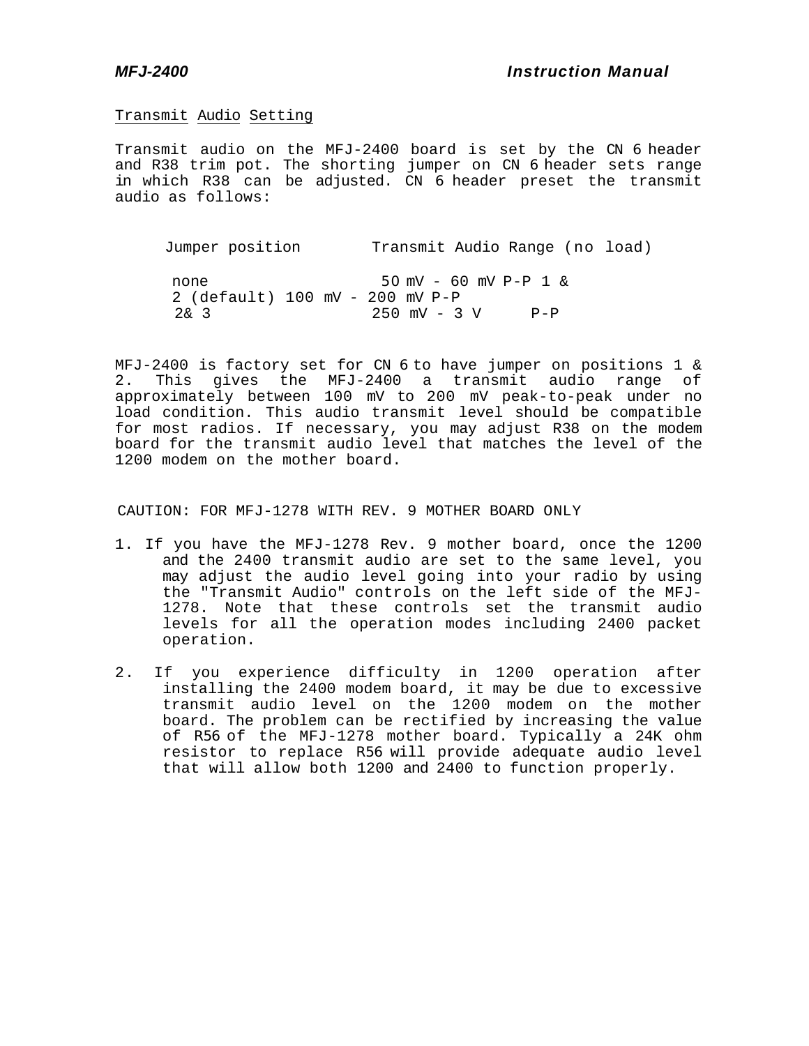## Transmit Audio Setting

Transmit audio on the MFJ-2400 board is set by the CN 6 header and R38 trim pot. The shorting jumper on CN 6 header sets range in which R38 can be adjusted. CN 6 header preset the transmit audio as follows:

| Jumper position | Transmit Audio Range (no load) |
|---|---|
| none | 50 mV - 60 mV P-P |
| 1 & 2 (default) | 100 mV - 200 mV P-P |
| 2& 3 | 250 mV - 3 V P-P |

MFJ-2400 is factory set for CN 6 to have jumper on positions 1 & 2. This gives the MFJ-2400 a transmit audio range of approximately between 100 mV to 200 mV peak-to-peak under no load condition. This audio transmit level should be compatible for most radios. If necessary, you may adjust R38 on the modem board for the transmit audio level that matches the level of the 1200 modem on the mother board.

CAUTION: FOR MFJ-1278 WITH REV. 9 MOTHER BOARD ONLY

1. If you have the MFJ-1278 Rev. 9 mother board, once the 1200 and the 2400 transmit audio are set to the same level, you may adjust the audio level going into your radio by using the "Transmit Audio" controls on the left side of the MFJ-1278. Note that these controls set the transmit audio levels for all the operation modes including 2400 packet operation.

2. If you experience difficulty in 1200 operation after installing the 2400 modem board, it may be due to excessive transmit audio level on the 1200 modem on the mother board. The problem can be rectified by increasing the value of R56 of the MFJ-1278 mother board. Typically a 24K ohm resistor to replace R56 will provide adequate audio level that will allow both 1200 and 2400 to function properly.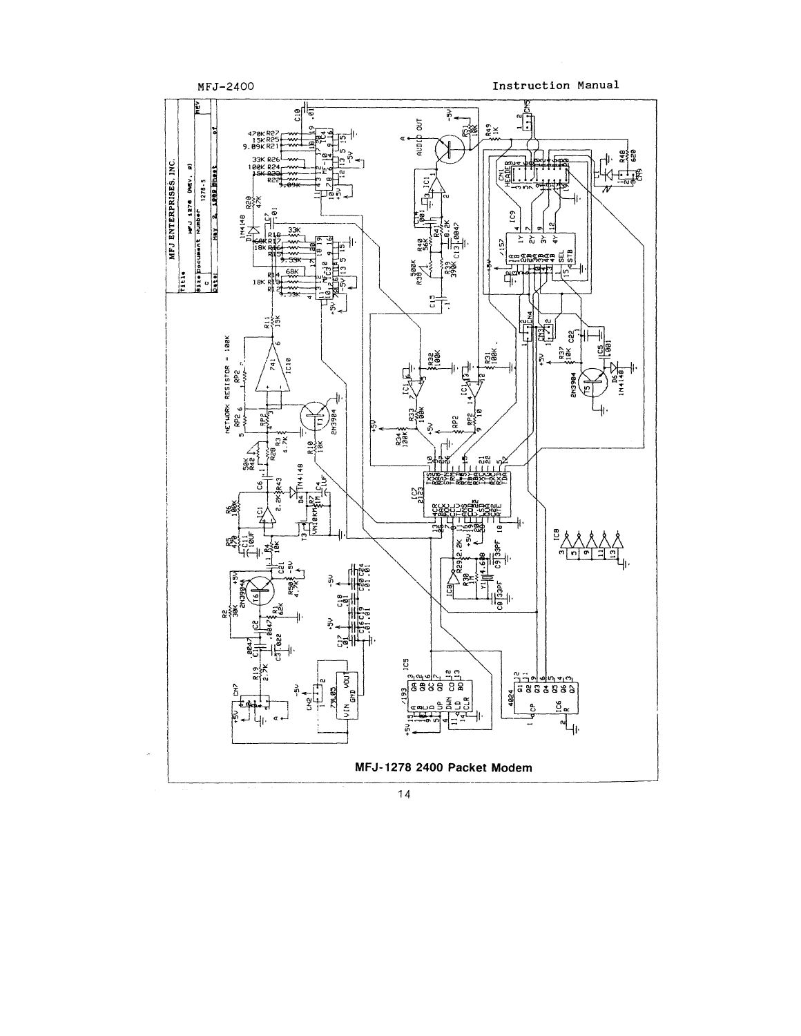**MFJ-1278 2400 Packet Modem**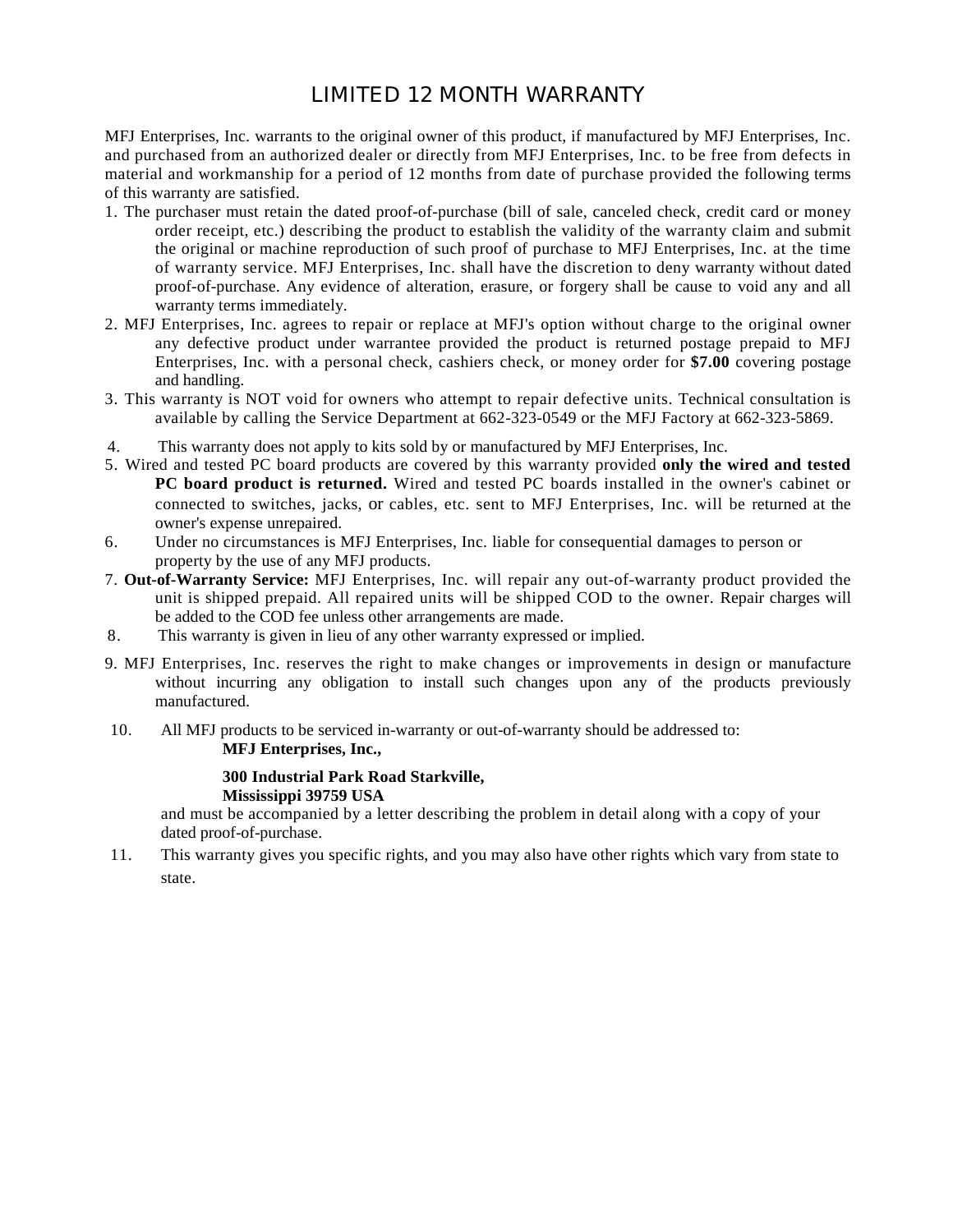# LIMITED 12 MONTH WARRANTY

MFJ Enterprises, Inc. warrants to the original owner of this product, if manufactured by MFJ Enterprises, Inc. and purchased from an authorized dealer or directly from MFJ Enterprises, Inc. to be free from defects in material and workmanship for a period of 12 months from date of purchase provided the following terms of this warranty are satisfied.

1. The purchaser must retain the dated proof-of-purchase (bill of sale, canceled check, credit card or money order receipt, etc.) describing the product to establish the validity of the warranty claim and submit the original or machine reproduction of such proof of purchase to MFJ Enterprises, Inc. at the time of warranty service. MFJ Enterprises, Inc. shall have the discretion to deny warranty without dated proof-of-purchase. Any evidence of alteration, erasure, or forgery shall be cause to void any and all warranty terms immediately.
2. MFJ Enterprises, Inc. agrees to repair or replace at MFJ's option without charge to the original owner any defective product under warrantee provided the product is returned postage prepaid to MFJ Enterprises, Inc. with a personal check, cashiers check, or money order for **$7.00** covering postage and handling.
3. This warranty is NOT void for owners who attempt to repair defective units. Technical consultation is available by calling the Service Department at 662-323-0549 or the MFJ Factory at 662-323-5869.
4. This warranty does not apply to kits sold by or manufactured by MFJ Enterprises, Inc.
5. Wired and tested PC board products are covered by this warranty provided **only the wired and tested PC board product is returned.** Wired and tested PC boards installed in the owner's cabinet or connected to switches, jacks, or cables, etc. sent to MFJ Enterprises, Inc. will be returned at the owner's expense unrepaired.
6. Under no circumstances is MFJ Enterprises, Inc. liable for consequential damages to person or property by the use of any MFJ products.
7. **Out-of-Warranty Service:** MFJ Enterprises, Inc. will repair any out-of-warranty product provided the unit is shipped prepaid. All repaired units will be shipped COD to the owner. Repair charges will be added to the COD fee unless other arrangements are made.
8. This warranty is given in lieu of any other warranty expressed or implied.
9. MFJ Enterprises, Inc. reserves the right to make changes or improvements in design or manufacture without incurring any obligation to install such changes upon any of the products previously manufactured.
10. All MFJ products to be serviced in-warranty or out-of-warranty should be addressed to:

    **MFJ Enterprises, Inc.,**

    **300 Industrial Park Road Starkville,**
    **Mississippi 39759 USA**

    and must be accompanied by a letter describing the problem in detail along with a copy of your dated proof-of-purchase.
11. This warranty gives you specific rights, and you may also have other rights which vary from state to state.